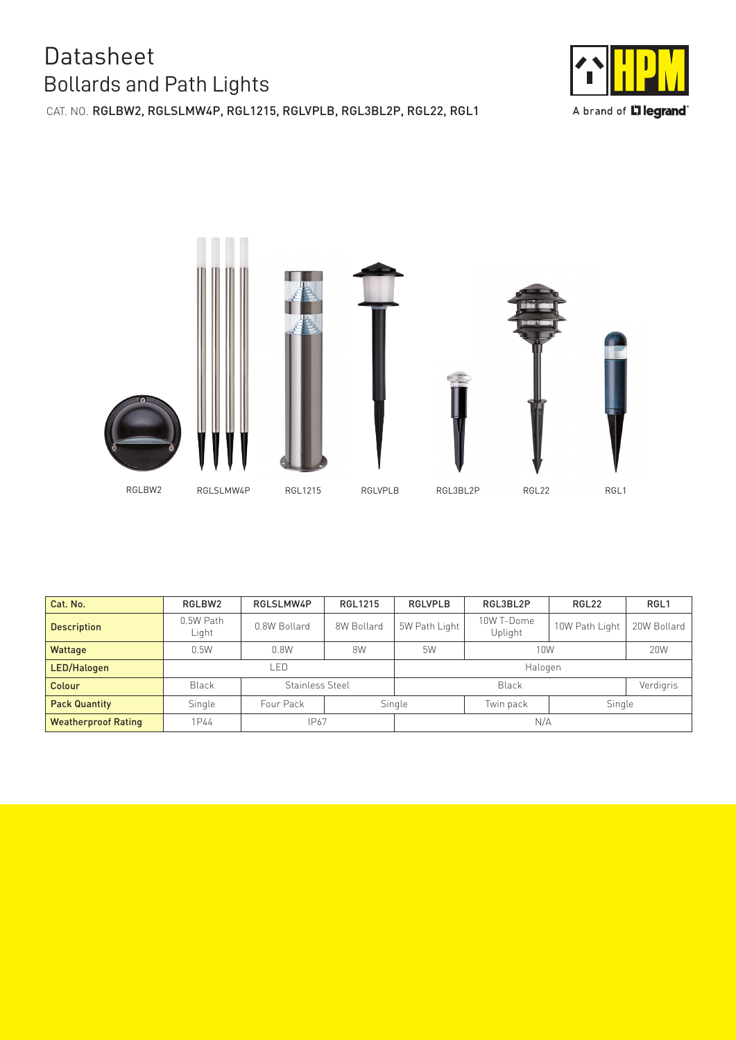# Datasheet

## Bollards and Path Lights

CAT. NO. RGLBW2, RGLSLMW4P, RGL1215, RGLVPLB, RGL3BL2P, RGL22, RGL1

RGLBW2 RGLSLMW4P RGL1215 RGLVPLB RGL3BL2P RGL22 RGL1

| Cat. No. | RGLBW2 | RGLSLMW4P | RGL1215 | RGLVPLB | RGL3BL2P | RGL22 | RGL1 |
|---|---|---|---|---|---|---|---|
| Description | 0.5W Path Light | 0.8W Bollard | 8W Bollard | 5W Path Light | 10W T-Dome Uplight | 10W Path Light | 20W Bollard |
| Wattage | 0.5W | 0.8W | 8W | 5W | 10W | | 20W |
| LED/Halogen | LED | | | Halogen | | | |
| Colour | Black | Stainless Steel | | Black | | | Verdigris |
| Pack Quantity | Single | Four Pack | Single | | Twin pack | Single | |
| Weatherproof Rating | 1P44 | IP67 | | N/A | | | |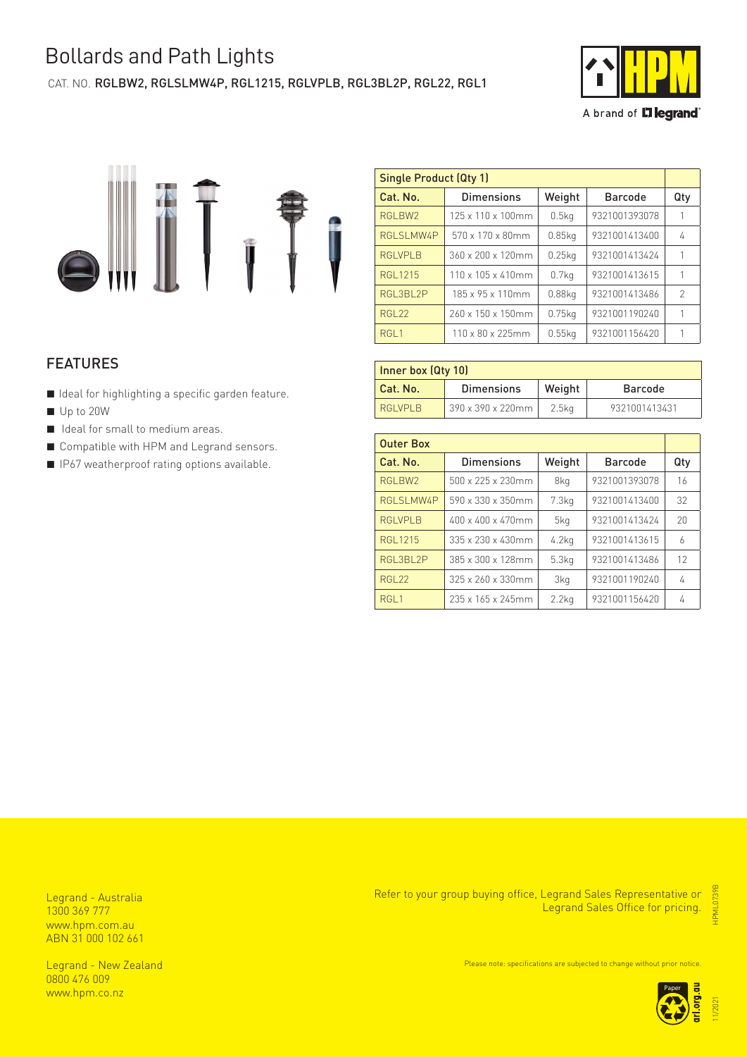# Bollards and Path Lights

CAT. NO. RGLBW2, RGLSLMW4P, RGL1215, RGLVPLB, RGL3BL2P, RGL22, RGL1

A brand of legrand

| Single Product (Qty 1) | | | | |
|---|---|---|---|---|
| Cat. No. | Dimensions | Weight | Barcode | Qty |
| RGLBW2 | 125 x 110 x 100mm | 0.5kg | 9321001393078 | 1 |
| RGLSLMW4P | 570 x 170 x 80mm | 0.85kg | 9321001413400 | 4 |
| RGLVPLB | 360 x 200 x 120mm | 0.25kg | 9321001413424 | 1 |
| RGL1215 | 110 x 105 x 410mm | 0.7kg | 9321001413615 | 1 |
| RGL3BL2P | 185 x 95 x 110mm | 0.88kg | 9321001413486 | 2 |
| RGL22 | 260 x 150 x 150mm | 0.75kg | 9321001190240 | 1 |
| RGL1 | 110 x 80 x 225mm | 0.55kg | 9321001156420 | 1 |

## FEATURES

- Ideal for highlighting a specific garden feature.
- Up to 20W
- Ideal for small to medium areas.
- Compatible with HPM and Legrand sensors.
- IP67 weatherproof rating options available.

| Inner box (Qty 10) | | | |
|---|---|---|---|
| Cat. No. | Dimensions | Weight | Barcode |
| RGLVPLB | 390 x 390 x 220mm | 2.5kg | 9321001413431 |

| Outer Box | | | | |
|---|---|---|---|---|
| Cat. No. | Dimensions | Weight | Barcode | Qty |
| RGLBW2 | 500 x 225 x 230mm | 8kg | 9321001393078 | 16 |
| RGLSLMW4P | 590 x 330 x 350mm | 7.3kg | 9321001413400 | 32 |
| RGLVPLB | 400 x 400 x 470mm | 5kg | 9321001413424 | 20 |
| RGL1215 | 335 x 230 x 430mm | 4.2kg | 9321001413615 | 6 |
| RGL3BL2P | 385 x 300 x 128mm | 5.3kg | 9321001413486 | 12 |
| RGL22 | 325 x 260 x 330mm | 3kg | 9321001190240 | 4 |
| RGL1 | 235 x 165 x 245mm | 2.2kg | 9321001156420 | 4 |

Legrand - Australia
1300 369 777
www.hpm.com.au
ABN 31 000 102 661

Legrand - New Zealand
0800 476 009
www.hpm.co.nz

Refer to your group buying office, Legrand Sales Representative or Legrand Sales Office for pricing.

Please note: specifications are subjected to change without prior notice.

HPML0739B

11/2021